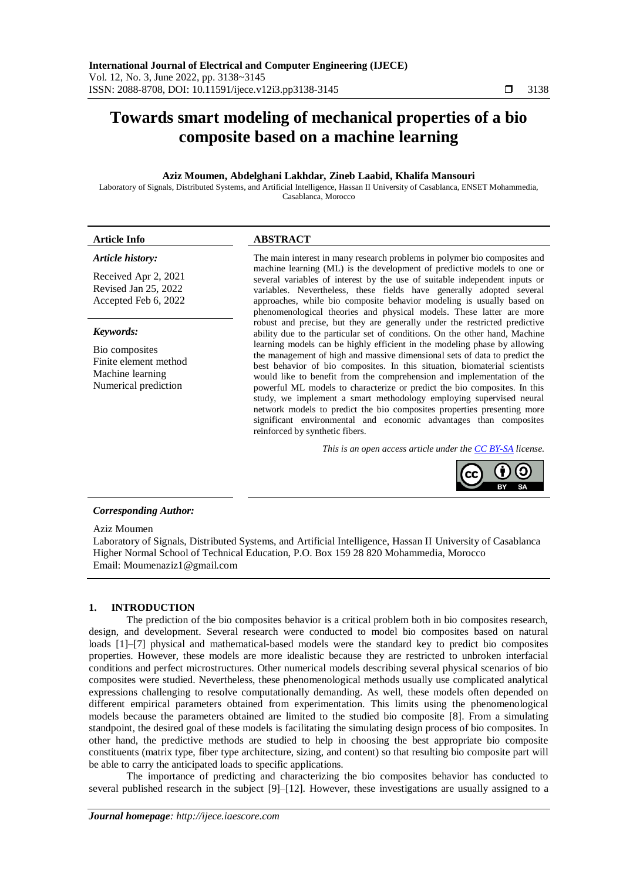# Towards smart modeling of mechanical properties of a bio composite based on a machine learning

**Aziz Moumen, Abdelghani Lakhdar, Zineb Laabid, Khalifa Mansouri**

Laboratory of Signals, Distributed Systems, and Artificial Intelligence, Hassan II University of Casablanca, ENSET Mohammedia, Casablanca, Morocco

| **Article Info** | **ABSTRACT** |
|---|---|
| ***Article history:***<br><br>Received Apr 2, 2021<br>Revised Jan 25, 2022<br>Accepted Feb 6, 2022<br><br>***Keywords:***<br><br>Bio composites<br>Finite element method<br>Machine learning<br>Numerical prediction | The main interest in many research problems in polymer bio composites and machine learning (ML) is the development of predictive models to one or several variables of interest by the use of suitable independent inputs or variables. Nevertheless, these fields have generally adopted several approaches, while bio composite behavior modeling is usually based on phenomenological theories and physical models. These latter are more robust and precise, but they are generally under the restricted predictive ability due to the particular set of conditions. On the other hand, Machine learning models can be highly efficient in the modeling phase by allowing the management of high and massive dimensional sets of data to predict the best behavior of bio composites. In this situation, biomaterial scientists would like to benefit from the comprehension and implementation of the powerful ML models to characterize or predict the bio composites. In this study, we implement a smart methodology employing supervised neural network models to predict the bio composites properties presenting more significant environmental and economic advantages than composites reinforced by synthetic fibers.<br><br>*This is an open access article under the CC BY-SA license.* |

***Corresponding Author:***

Aziz Moumen
Laboratory of Signals, Distributed Systems, and Artificial Intelligence, Hassan II University of Casablanca
Higher Normal School of Technical Education, P.O. Box 159 28 820 Mohammedia, Morocco
Email: Moumenaziz1@gmail.com

## 1. INTRODUCTION

The prediction of the bio composites behavior is a critical problem both in bio composites research, design, and development. Several research were conducted to model bio composites based on natural loads [1]–[7] physical and mathematical-based models were the standard key to predict bio composites properties. However, these models are more idealistic because they are restricted to unbroken interfacial conditions and perfect microstructures. Other numerical models describing several physical scenarios of bio composites were studied. Nevertheless, these phenomenological methods usually use complicated analytical expressions challenging to resolve computationally demanding. As well, these models often depended on different empirical parameters obtained from experimentation. This limits using the phenomenological models because the parameters obtained are limited to the studied bio composite [8]. From a simulating standpoint, the desired goal of these models is facilitating the simulating design process of bio composites. In other hand, the predictive methods are studied to help in choosing the best appropriate bio composite constituents (matrix type, fiber type architecture, sizing, and content) so that resulting bio composite part will be able to carry the anticipated loads to specific applications.

The importance of predicting and characterizing the bio composites behavior has conducted to several published research in the subject [9]–[12]. However, these investigations are usually assigned to a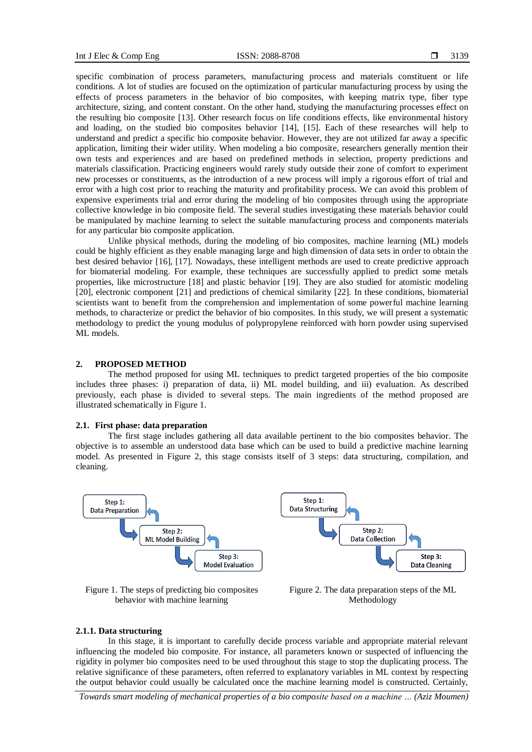specific combination of process parameters, manufacturing process and materials constituent or life conditions. A lot of studies are focused on the optimization of particular manufacturing process by using the effects of process parameters in the behavior of bio composites, with keeping matrix type, fiber type architecture, sizing, and content constant. On the other hand, studying the manufacturing processes effect on the resulting bio composite [13]. Other research focus on life conditions effects, like environmental history and loading, on the studied bio composites behavior [14], [15]. Each of these researches will help to understand and predict a specific bio composite behavior. However, they are not utilized far away a specific application, limiting their wider utility. When modeling a bio composite, researchers generally mention their own tests and experiences and are based on predefined methods in selection, property predictions and materials classification. Practicing engineers would rarely study outside their zone of comfort to experiment new processes or constituents, as the introduction of a new process will imply a rigorous effort of trial and error with a high cost prior to reaching the maturity and profitability process. We can avoid this problem of expensive experiments trial and error during the modeling of bio composites through using the appropriate collective knowledge in bio composite field. The several studies investigating these materials behavior could be manipulated by machine learning to select the suitable manufacturing process and components materials for any particular bio composite application.

Unlike physical methods, during the modeling of bio composites, machine learning (ML) models could be highly efficient as they enable managing large and high dimension of data sets in order to obtain the best desired behavior [16], [17]. Nowadays, these intelligent methods are used to create predictive approach for biomaterial modeling. For example, these techniques are successfully applied to predict some metals properties, like microstructure [18] and plastic behavior [19]. They are also studied for atomistic modeling [20], electronic component [21] and predictions of chemical similarity [22]. In these conditions, biomaterial scientists want to benefit from the comprehension and implementation of some powerful machine learning methods, to characterize or predict the behavior of bio composites. In this study, we will present a systematic methodology to predict the young modulus of polypropylene reinforced with horn powder using supervised ML models.

## 2. PROPOSED METHOD

The method proposed for using ML techniques to predict targeted properties of the bio composite includes three phases: i) preparation of data, ii) ML model building, and iii) evaluation. As described previously, each phase is divided to several steps. The main ingredients of the method proposed are illustrated schematically in Figure 1.

### 2.1. First phase: data preparation

The first stage includes gathering all data available pertinent to the bio composites behavior. The objective is to assemble an understood data base which can be used to build a predictive machine learning model. As presented in Figure 2, this stage consists itself of 3 steps: data structuring, compilation, and cleaning.

Step 1: Data Preparation → Step 2: ML Model Building → Step 3: Model Evaluation

Figure 1. The steps of predicting bio composites behavior with machine learning

Step 1: Data Structuring → Step 2: Data Collection → Step 3: Data Cleaning

Figure 2. The data preparation steps of the ML Methodology

#### 2.1.1. Data structuring

In this stage, it is important to carefully decide process variable and appropriate material relevant influencing the modeled bio composite. For instance, all parameters known or suspected of influencing the rigidity in polymer bio composites need to be used throughout this stage to stop the duplicating process. The relative significance of these parameters, often referred to explanatory variables in ML context by respecting the output behavior could usually be calculated once the machine learning model is constructed. Certainly,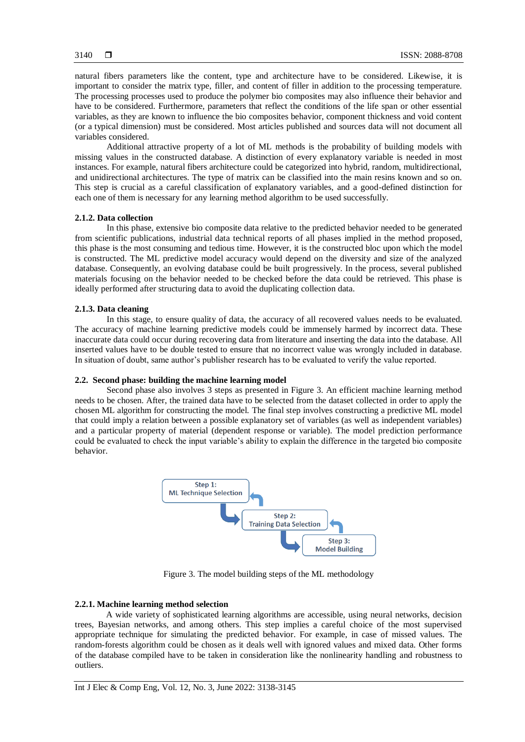natural fibers parameters like the content, type and architecture have to be considered. Likewise, it is important to consider the matrix type, filler, and content of filler in addition to the processing temperature. The processing processes used to produce the polymer bio composites may also influence their behavior and have to be considered. Furthermore, parameters that reflect the conditions of the life span or other essential variables, as they are known to influence the bio composites behavior, component thickness and void content (or a typical dimension) must be considered. Most articles published and sources data will not document all variables considered.

Additional attractive property of a lot of ML methods is the probability of building models with missing values in the constructed database. A distinction of every explanatory variable is needed in most instances. For example, natural fibers architecture could be categorized into hybrid, random, multidirectional, and unidirectional architectures. The type of matrix can be classified into the main resins known and so on. This step is crucial as a careful classification of explanatory variables, and a good-defined distinction for each one of them is necessary for any learning method algorithm to be used successfully.

#### 2.1.2. Data collection

In this phase, extensive bio composite data relative to the predicted behavior needed to be generated from scientific publications, industrial data technical reports of all phases implied in the method proposed, this phase is the most consuming and tedious time. However, it is the constructed bloc upon which the model is constructed. The ML predictive model accuracy would depend on the diversity and size of the analyzed database. Consequently, an evolving database could be built progressively. In the process, several published materials focusing on the behavior needed to be checked before the data could be retrieved. This phase is ideally performed after structuring data to avoid the duplicating collection data.

#### 2.1.3. Data cleaning

In this stage, to ensure quality of data, the accuracy of all recovered values needs to be evaluated. The accuracy of machine learning predictive models could be immensely harmed by incorrect data. These inaccurate data could occur during recovering data from literature and inserting the data into the database. All inserted values have to be double tested to ensure that no incorrect value was wrongly included in database. In situation of doubt, same author's publisher research has to be evaluated to verify the value reported.

### 2.2. Second phase: building the machine learning model

Second phase also involves 3 steps as presented in Figure 3. An efficient machine learning method needs to be chosen. After, the trained data have to be selected from the dataset collected in order to apply the chosen ML algorithm for constructing the model. The final step involves constructing a predictive ML model that could imply a relation between a possible explanatory set of variables (as well as independent variables) and a particular property of material (dependent response or variable). The model prediction performance could be evaluated to check the input variable's ability to explain the difference in the targeted bio composite behavior.

Step 1: ML Technique Selection → Step 2: Training Data Selection → Step 3: Model Building

Figure 3. The model building steps of the ML methodology

#### 2.2.1. Machine learning method selection

A wide variety of sophisticated learning algorithms are accessible, using neural networks, decision trees, Bayesian networks, and among others. This step implies a careful choice of the most supervised appropriate technique for simulating the predicted behavior. For example, in case of missed values. The random-forests algorithm could be chosen as it deals well with ignored values and mixed data. Other forms of the database compiled have to be taken in consideration like the nonlinearity handling and robustness to outliers.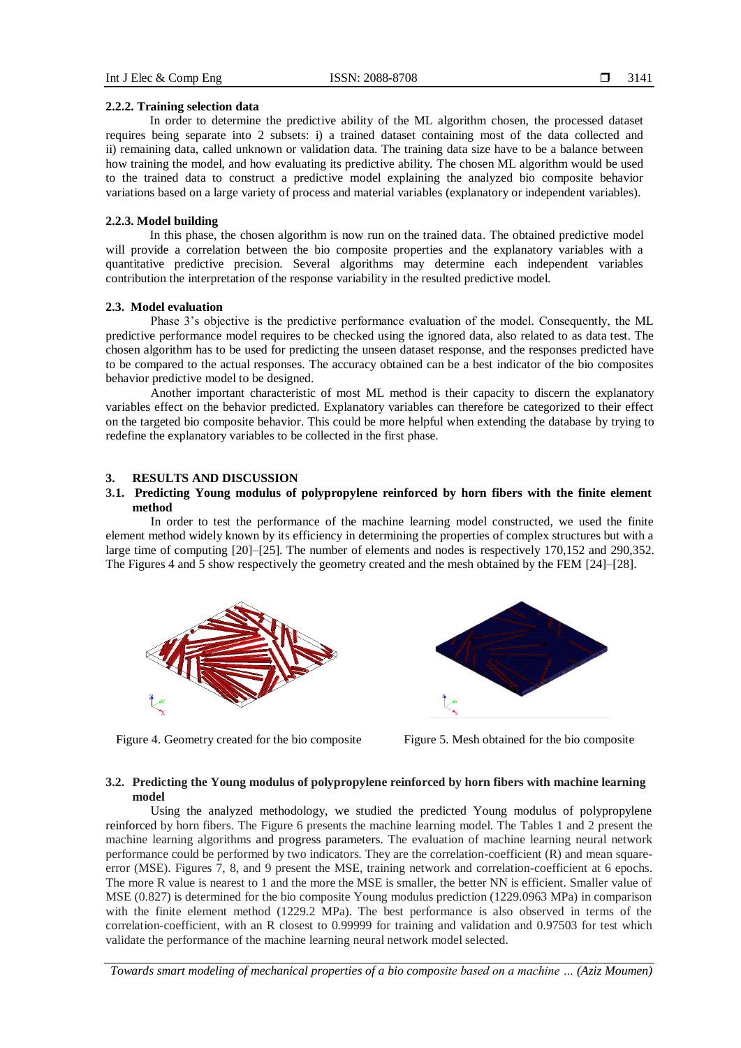#### 2.2.2. Training selection data

In order to determine the predictive ability of the ML algorithm chosen, the processed dataset requires being separate into 2 subsets: i) a trained dataset containing most of the data collected and ii) remaining data, called unknown or validation data. The training data size have to be a balance between how training the model, and how evaluating its predictive ability. The chosen ML algorithm would be used to the trained data to construct a predictive model explaining the analyzed bio composite behavior variations based on a large variety of process and material variables (explanatory or independent variables).

#### 2.2.3. Model building

In this phase, the chosen algorithm is now run on the trained data. The obtained predictive model will provide a correlation between the bio composite properties and the explanatory variables with a quantitative predictive precision. Several algorithms may determine each independent variables contribution the interpretation of the response variability in the resulted predictive model.

### 2.3. Model evaluation

Phase 3's objective is the predictive performance evaluation of the model. Consequently, the ML predictive performance model requires to be checked using the ignored data, also related to as data test. The chosen algorithm has to be used for predicting the unseen dataset response, and the responses predicted have to be compared to the actual responses. The accuracy obtained can be a best indicator of the bio composites behavior predictive model to be designed.

Another important characteristic of most ML method is their capacity to discern the explanatory variables effect on the behavior predicted. Explanatory variables can therefore be categorized to their effect on the targeted bio composite behavior. This could be more helpful when extending the database by trying to redefine the explanatory variables to be collected in the first phase.

## 3. RESULTS AND DISCUSSION

### 3.1. Predicting Young modulus of polypropylene reinforced by horn fibers with the finite element method

In order to test the performance of the machine learning model constructed, we used the finite element method widely known by its efficiency in determining the properties of complex structures but with a large time of computing [20]–[25]. The number of elements and nodes is respectively 170,152 and 290,352. The Figures 4 and 5 show respectively the geometry created and the mesh obtained by the FEM [24]–[28].

Figure 4. Geometry created for the bio composite

Figure 5. Mesh obtained for the bio composite

### 3.2. Predicting the Young modulus of polypropylene reinforced by horn fibers with machine learning model

Using the analyzed methodology, we studied the predicted Young modulus of polypropylene reinforced by horn fibers. The Figure 6 presents the machine learning model. The Tables 1 and 2 present the machine learning algorithms and progress parameters. The evaluation of machine learning neural network performance could be performed by two indicators. They are the correlation-coefficient (R) and mean square-error (MSE). Figures 7, 8, and 9 present the MSE, training network and correlation-coefficient at 6 epochs. The more R value is nearest to 1 and the more the MSE is smaller, the better NN is efficient. Smaller value of MSE (0.827) is determined for the bio composite Young modulus prediction (1229.0963 MPa) in comparison with the finite element method (1229.2 MPa). The best performance is also observed in terms of the correlation-coefficient, with an R closest to 0.99999 for training and validation and 0.97503 for test which validate the performance of the machine learning neural network model selected.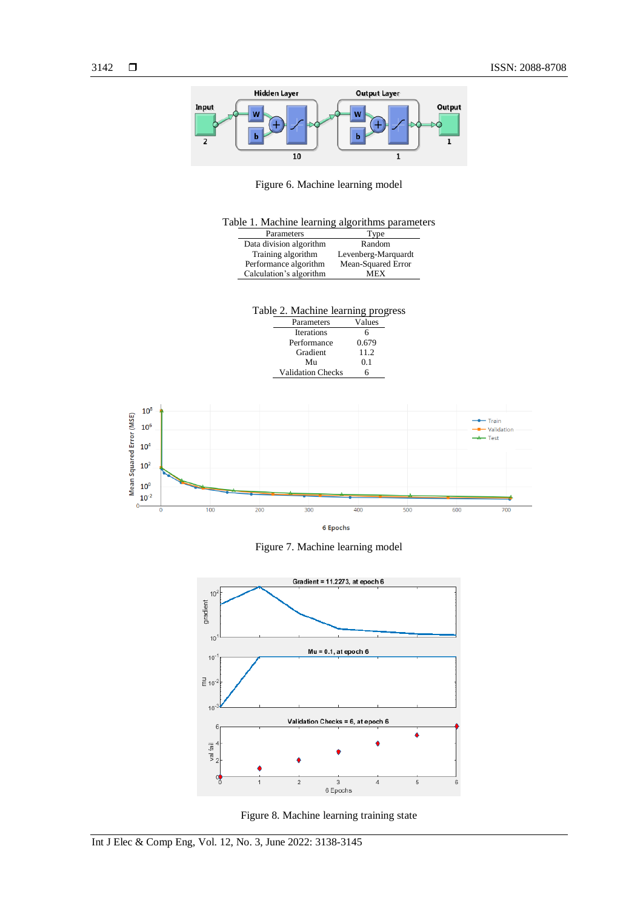Hidden Layer

Output Layer

Input

Output

W

b

W

b

2

10

1

1

Figure 6. Machine learning model

Table 1. Machine learning algorithms parameters

| Parameters | Type |
|---|---|
| Data division algorithm | Random |
| Training algorithm | Levenberg-Marquardt |
| Performance algorithm | Mean-Squared Error |
| Calculation's algorithm | MEX |

Table 2. Machine learning progress

| Parameters | Values |
|---|---|
| Iterations | 6 |
| Performance | 0.679 |
| Gradient | 11.2 |
| Mu | 0.1 |
| Validation Checks | 6 |

Mean Squared Error (MSE)

$10^8$

$10^6$

$10^4$

$10^2$

$10^0$

$10^{-2}$

0

0

100

200

300

400

500

600

700

6 Epochs

Train

Validation

Test

Figure 7. Machine learning model

Gradient = 11.2273, at epoch 6

gradient

$10^2$

$10^1$

Mu = 0.1, at epoch 6

mu

$10^{-1}$

$10^{-2}$

$10^{-3}$

Validation Checks = 6, at epoch 6

val fail

6

4

2

0

0

1

2

3

4

5

6

6 Epochs

Figure 8. Machine learning training state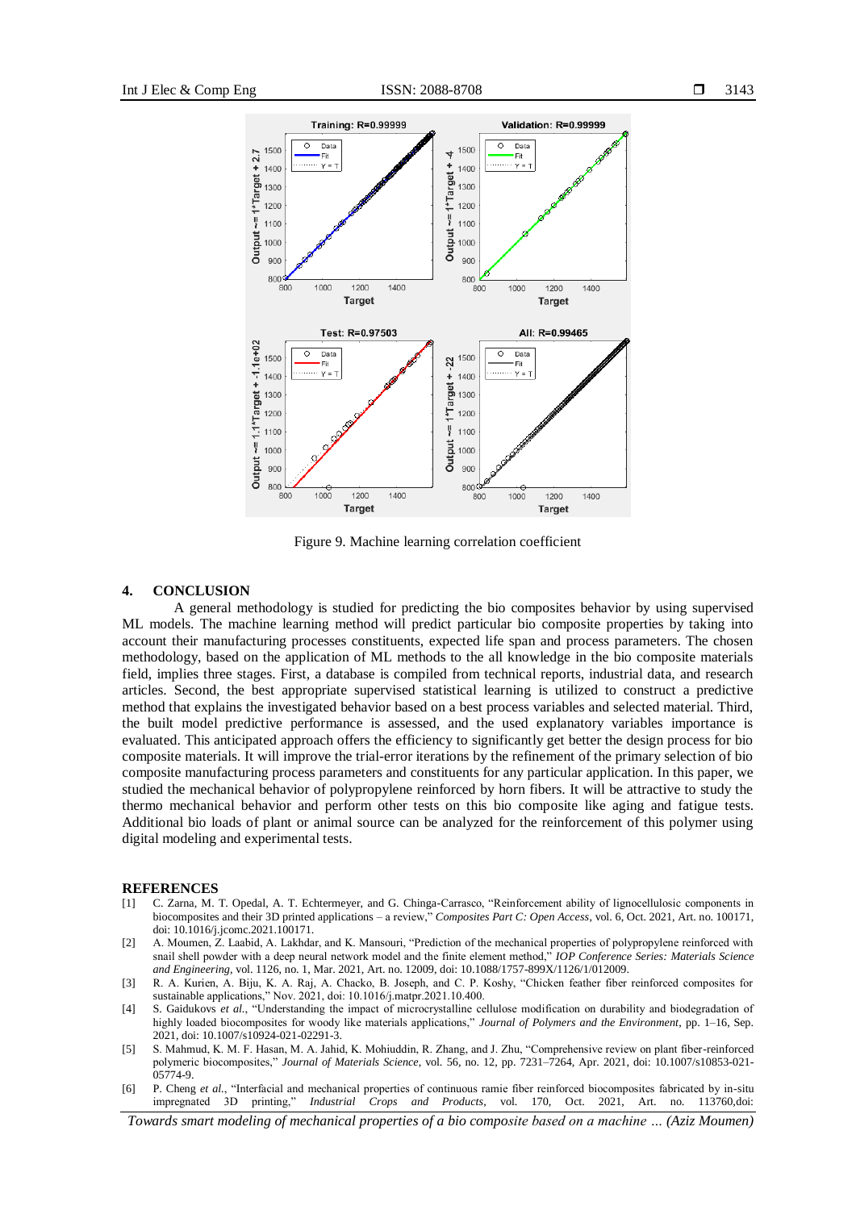Figure 9. Machine learning correlation coefficient

## 4. CONCLUSION

A general methodology is studied for predicting the bio composites behavior by using supervised ML models. The machine learning method will predict particular bio composite properties by taking into account their manufacturing processes constituents, expected life span and process parameters. The chosen methodology, based on the application of ML methods to the all knowledge in the bio composite materials field, implies three stages. First, a database is compiled from technical reports, industrial data, and research articles. Second, the best appropriate supervised statistical learning is utilized to construct a predictive method that explains the investigated behavior based on a best process variables and selected material. Third, the built model predictive performance is assessed, and the used explanatory variables importance is evaluated. This anticipated approach offers the efficiency to significantly get better the design process for bio composite materials. It will improve the trial-error iterations by the refinement of the primary selection of bio composite manufacturing process parameters and constituents for any particular application. In this paper, we studied the mechanical behavior of polypropylene reinforced by horn fibers. It will be attractive to study the thermo mechanical behavior and perform other tests on this bio composite like aging and fatigue tests. Additional bio loads of plant or animal source can be analyzed for the reinforcement of this polymer using digital modeling and experimental tests.

## REFERENCES

[1] C. Zarna, M. T. Opedal, A. T. Echtermeyer, and G. Chinga-Carrasco, "Reinforcement ability of lignocellulosic components in biocomposites and their 3D printed applications – a review," *Composites Part C: Open Access*, vol. 6, Oct. 2021, Art. no. 100171, doi: 10.1016/j.jcomc.2021.100171.

[2] A. Moumen, Z. Laabid, A. Lakhdar, and K. Mansouri, "Prediction of the mechanical properties of polypropylene reinforced with snail shell powder with a deep neural network model and the finite element method," *IOP Conference Series: Materials Science and Engineering*, vol. 1126, no. 1, Mar. 2021, Art. no. 12009, doi: 10.1088/1757-899X/1126/1/012009.

[3] R. A. Kurien, A. Biju, K. A. Raj, A. Chacko, B. Joseph, and C. P. Koshy, "Chicken feather fiber reinforced composites for sustainable applications," Nov. 2021, doi: 10.1016/j.matpr.2021.10.400.

[4] S. Gaidukovs *et al.*, "Understanding the impact of microcrystalline cellulose modification on durability and biodegradation of highly loaded biocomposites for woody like materials applications," *Journal of Polymers and the Environment*, pp. 1–16, Sep. 2021, doi: 10.1007/s10924-021-02291-3.

[5] S. Mahmud, K. M. F. Hasan, M. A. Jahid, K. Mohiuddin, R. Zhang, and J. Zhu, "Comprehensive review on plant fiber-reinforced polymeric biocomposites," *Journal of Materials Science*, vol. 56, no. 12, pp. 7231–7264, Apr. 2021, doi: 10.1007/s10853-021-05774-9.

[6] P. Cheng *et al.*, "Interfacial and mechanical properties of continuous ramie fiber reinforced biocomposites fabricated by in-situ impregnated 3D printing," *Industrial Crops and Products*, vol. 170, Oct. 2021, Art. no. 113760,doi: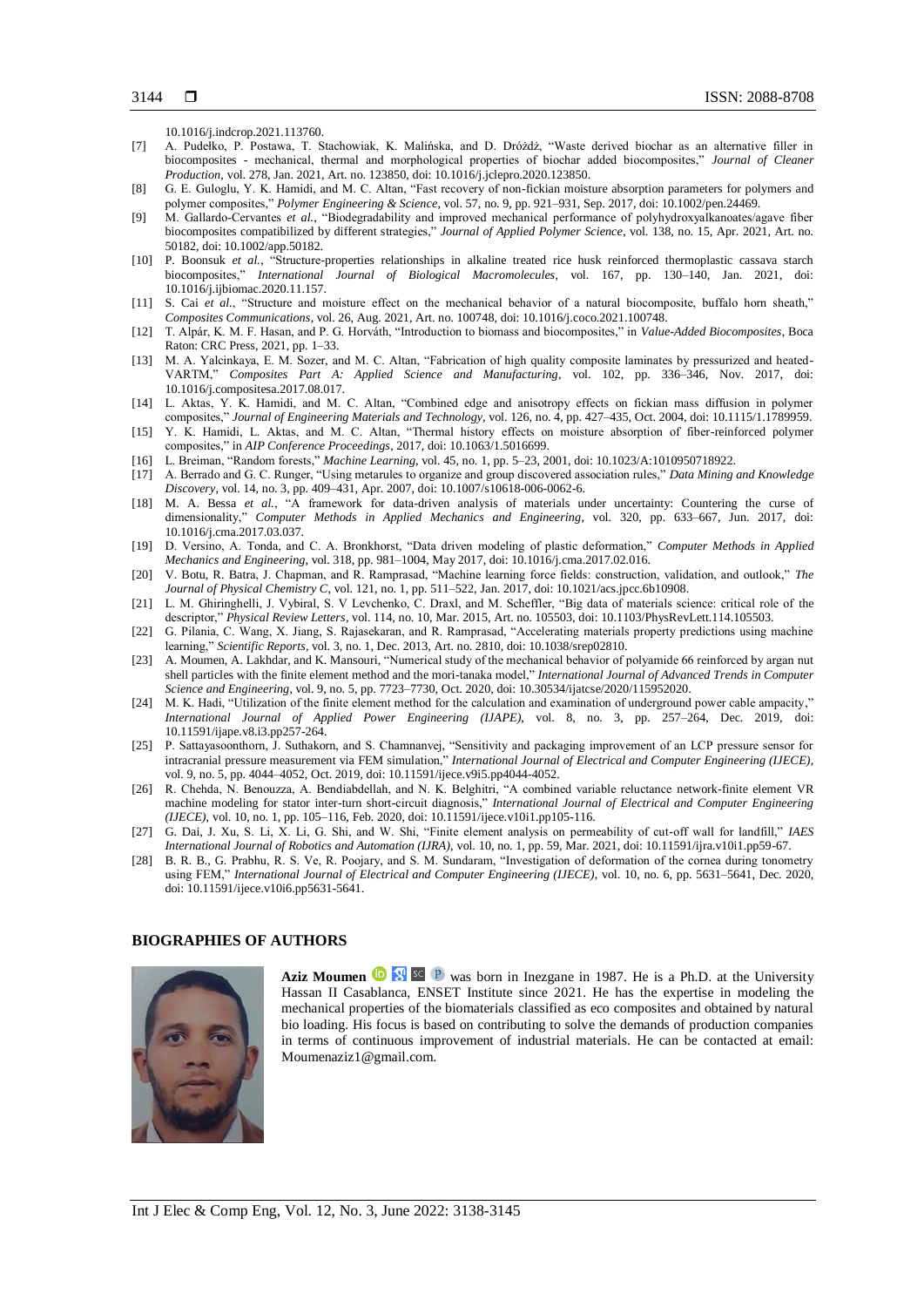10.1016/j.indcrop.2021.113760.

[7] A. Pudełko, P. Postawa, T. Stachowiak, K. Malińska, and D. Dróżdż, "Waste derived biochar as an alternative filler in biocomposites - mechanical, thermal and morphological properties of biochar added biocomposites," *Journal of Cleaner Production*, vol. 278, Jan. 2021, Art. no. 123850, doi: 10.1016/j.jclepro.2020.123850.

[8] G. E. Guloglu, Y. K. Hamidi, and M. C. Altan, "Fast recovery of non-fickian moisture absorption parameters for polymers and polymer composites," *Polymer Engineering & Science*, vol. 57, no. 9, pp. 921–931, Sep. 2017, doi: 10.1002/pen.24469.

[9] M. Gallardo-Cervantes *et al.*, "Biodegradability and improved mechanical performance of polyhydroxyalkanoates/agave fiber biocomposites compatibilized by different strategies," *Journal of Applied Polymer Science*, vol. 138, no. 15, Apr. 2021, Art. no. 50182, doi: 10.1002/app.50182.

[10] P. Boonsuk *et al.*, "Structure-properties relationships in alkaline treated rice husk reinforced thermoplastic cassava starch biocomposites," *International Journal of Biological Macromolecules*, vol. 167, pp. 130–140, Jan. 2021, doi: 10.1016/j.ijbiomac.2020.11.157.

[11] S. Cai *et al.*, "Structure and moisture effect on the mechanical behavior of a natural biocomposite, buffalo horn sheath," *Composites Communications*, vol. 26, Aug. 2021, Art. no. 100748, doi: 10.1016/j.coco.2021.100748.

[12] T. Alpár, K. M. F. Hasan, and P. G. Horváth, "Introduction to biomass and biocomposites," in *Value-Added Biocomposites*, Boca Raton: CRC Press, 2021, pp. 1–33.

[13] M. A. Yalcinkaya, E. M. Sozer, and M. C. Altan, "Fabrication of high quality composite laminates by pressurized and heated-VARTM," *Composites Part A: Applied Science and Manufacturing*, vol. 102, pp. 336–346, Nov. 2017, doi: 10.1016/j.compositesa.2017.08.017.

[14] L. Aktas, Y. K. Hamidi, and M. C. Altan, "Combined edge and anisotropy effects on fickian mass diffusion in polymer composites," *Journal of Engineering Materials and Technology*, vol. 126, no. 4, pp. 427–435, Oct. 2004, doi: 10.1115/1.1789959.

[15] Y. K. Hamidi, L. Aktas, and M. C. Altan, "Thermal history effects on moisture absorption of fiber-reinforced polymer composites," in *AIP Conference Proceedings*, 2017, doi: 10.1063/1.5016699.

[16] L. Breiman, "Random forests," *Machine Learning*, vol. 45, no. 1, pp. 5–23, 2001, doi: 10.1023/A:1010950718922.

[17] A. Berrado and G. C. Runger, "Using metarules to organize and group discovered association rules," *Data Mining and Knowledge Discovery*, vol. 14, no. 3, pp. 409–431, Apr. 2007, doi: 10.1007/s10618-006-0062-6.

[18] M. A. Bessa *et al.*, "A framework for data-driven analysis of materials under uncertainty: Countering the curse of dimensionality," *Computer Methods in Applied Mechanics and Engineering*, vol. 320, pp. 633–667, Jun. 2017, doi: 10.1016/j.cma.2017.03.037.

[19] D. Versino, A. Tonda, and C. A. Bronkhorst, "Data driven modeling of plastic deformation," *Computer Methods in Applied Mechanics and Engineering*, vol. 318, pp. 981–1004, May 2017, doi: 10.1016/j.cma.2017.02.016.

[20] V. Botu, R. Batra, J. Chapman, and R. Ramprasad, "Machine learning force fields: construction, validation, and outlook," *The Journal of Physical Chemistry C*, vol. 121, no. 1, pp. 511–522, Jan. 2017, doi: 10.1021/acs.jpcc.6b10908.

[21] L. M. Ghiringhelli, J. Vybiral, S. V Levchenko, C. Draxl, and M. Scheffler, "Big data of materials science: critical role of the descriptor," *Physical Review Letters*, vol. 114, no. 10, Mar. 2015, Art. no. 105503, doi: 10.1103/PhysRevLett.114.105503.

[22] G. Pilania, C. Wang, X. Jiang, S. Rajasekaran, and R. Ramprasad, "Accelerating materials property predictions using machine learning," *Scientific Reports*, vol. 3, no. 1, Dec. 2013, Art. no. 2810, doi: 10.1038/srep02810.

[23] A. Moumen, A. Lakhdar, and K. Mansouri, "Numerical study of the mechanical behavior of polyamide 66 reinforced by argan nut shell particles with the finite element method and the mori-tanaka model," *International Journal of Advanced Trends in Computer Science and Engineering*, vol. 9, no. 5, pp. 7723–7730, Oct. 2020, doi: 10.30534/ijatcse/2020/115952020.

[24] M. K. Hadi, "Utilization of the finite element method for the calculation and examination of underground power cable ampacity," *International Journal of Applied Power Engineering (IJAPE)*, vol. 8, no. 3, pp. 257–264, Dec. 2019, doi: 10.11591/ijape.v8.i3.pp257-264.

[25] P. Sattayasoonthorn, J. Suthakorn, and S. Chamnanvej, "Sensitivity and packaging improvement of an LCP pressure sensor for intracranial pressure measurement via FEM simulation," *International Journal of Electrical and Computer Engineering (IJECE)*, vol. 9, no. 5, pp. 4044–4052, Oct. 2019, doi: 10.11591/ijece.v9i5.pp4044-4052.

[26] R. Chehda, N. Benouzza, A. Bendiabdellah, and N. K. Belghitri, "A combined variable reluctance network-finite element VR machine modeling for stator inter-turn short-circuit diagnosis," *International Journal of Electrical and Computer Engineering (IJECE)*, vol. 10, no. 1, pp. 105–116, Feb. 2020, doi: 10.11591/ijece.v10i1.pp105-116.

[27] G. Dai, J. Xu, S. Li, X. Li, G. Shi, and W. Shi, "Finite element analysis on permeability of cut-off wall for landfill," *IAES International Journal of Robotics and Automation (IJRA)*, vol. 10, no. 1, pp. 59, Mar. 2021, doi: 10.11591/ijra.v10i1.pp59-67.

[28] B. R. B., G. Prabhu, R. S. Ve, R. Poojary, and S. M. Sundaram, "Investigation of deformation of the cornea during tonometry using FEM," *International Journal of Electrical and Computer Engineering (IJECE)*, vol. 10, no. 6, pp. 5631–5641, Dec. 2020, doi: 10.11591/ijece.v10i6.pp5631-5641.

## BIOGRAPHIES OF AUTHORS

**Aziz Moumen** was born in Inezgane in 1987. He is a Ph.D. at the University Hassan II Casablanca, ENSET Institute since 2021. He has the expertise in modeling the mechanical properties of the biomaterials classified as eco composites and obtained by natural bio loading. His focus is based on contributing to solve the demands of production companies in terms of continuous improvement of industrial materials. He can be contacted at email: Moumenaziz1@gmail.com.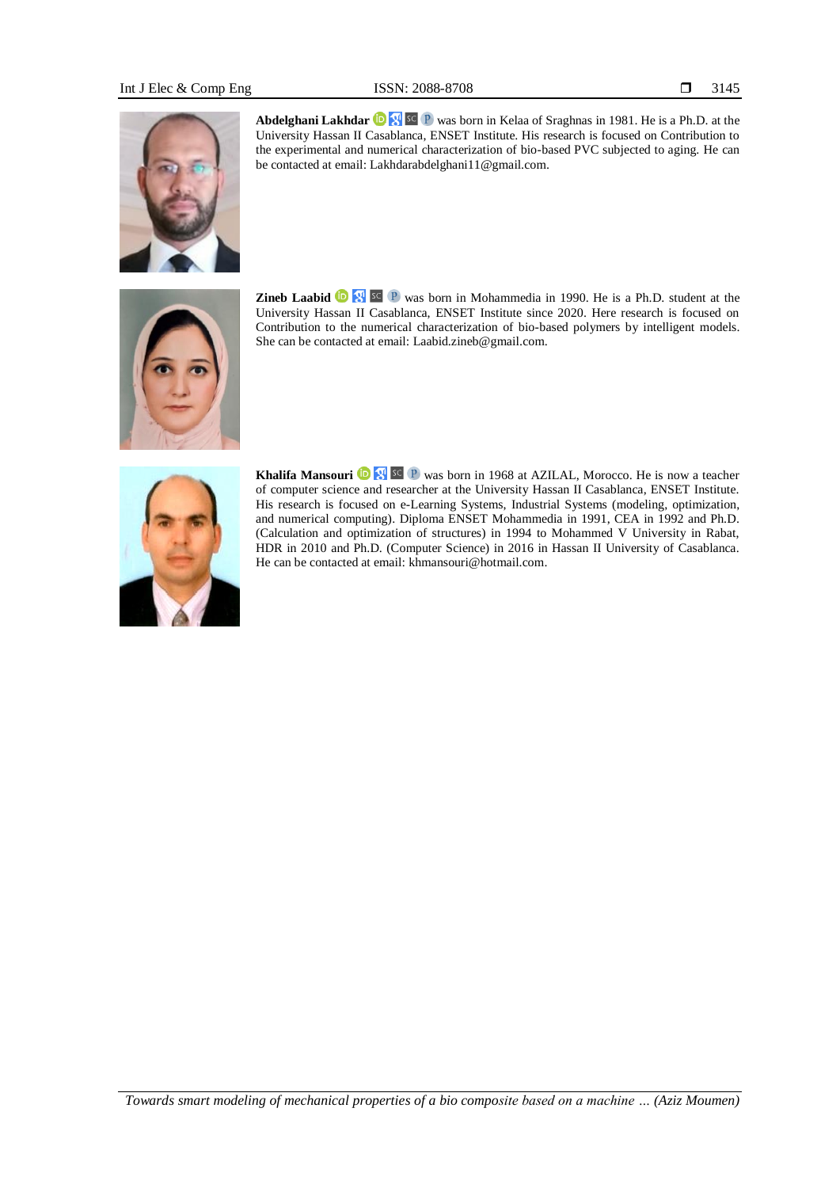**Abdelghani Lakhdar** was born in Kelaa of Sraghnas in 1981. He is a Ph.D. at the University Hassan II Casablanca, ENSET Institute. His research is focused on Contribution to the experimental and numerical characterization of bio-based PVC subjected to aging. He can be contacted at email: Lakhdarabdelghani11@gmail.com.

**Zineb Laabid** was born in Mohammedia in 1990. He is a Ph.D. student at the University Hassan II Casablanca, ENSET Institute since 2020. Here research is focused on Contribution to the numerical characterization of bio-based polymers by intelligent models. She can be contacted at email: Laabid.zineb@gmail.com.

**Khalifa Mansouri** was born in 1968 at AZILAL, Morocco. He is now a teacher of computer science and researcher at the University Hassan II Casablanca, ENSET Institute. His research is focused on e-Learning Systems, Industrial Systems (modeling, optimization, and numerical computing). Diploma ENSET Mohammedia in 1991, CEA in 1992 and Ph.D. (Calculation and optimization of structures) in 1994 to Mohammed V University in Rabat, HDR in 2010 and Ph.D. (Computer Science) in 2016 in Hassan II University of Casablanca. He can be contacted at email: khmansouri@hotmail.com.